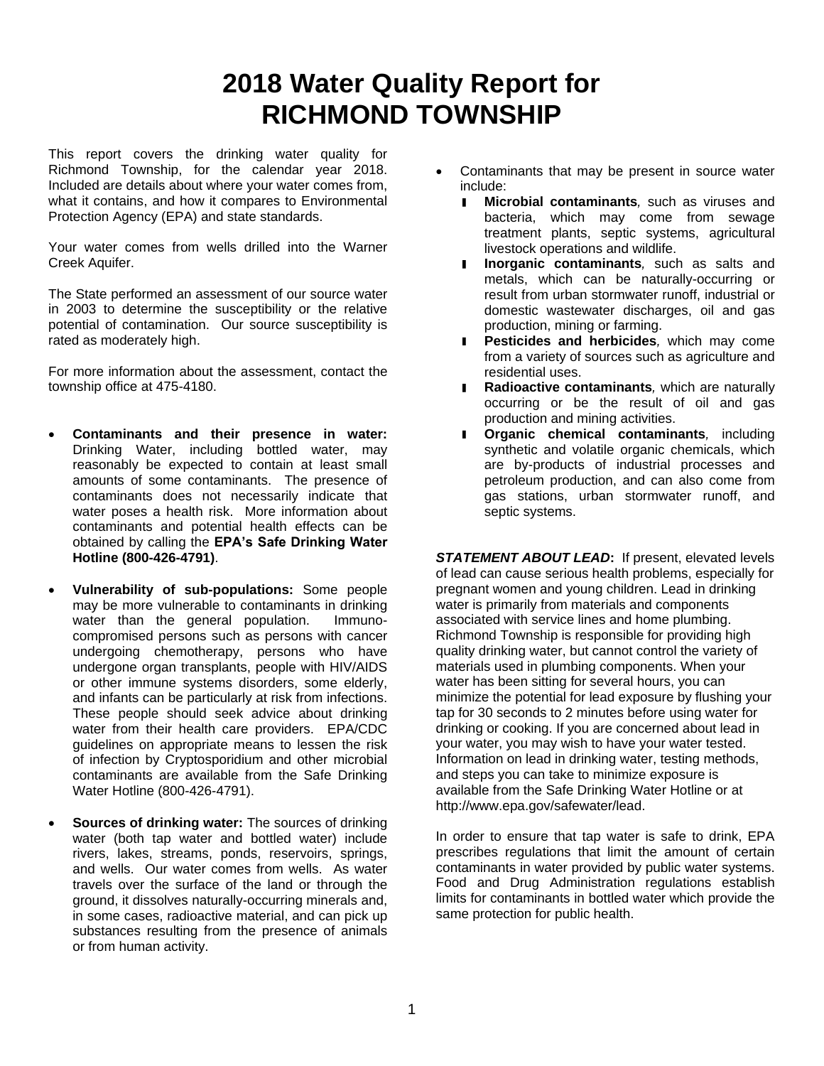# 2018 Water Quality Report for RICHMOND TOWNSHIP

This report covers the drinking water quality for Richmond Township, for the calendar year 2018. Included are details about where your water comes from, what it contains, and how it compares to Environmental Protection Agency (EPA) and state standards.

Your water comes from wells drilled into the Warner Creek Aquifer.

The State performed an assessment of our source water in 2003 to determine the susceptibility or the relative potential of contamination. Our source susceptibility is rated as moderately high.

For more information about the assessment, contact the township office at 475-4180.

- **Contaminants and their presence in water:** Drinking Water, including bottled water, may reasonably be expected to contain at least small amounts of some contaminants. The presence of contaminants does not necessarily indicate that water poses a health risk. More information about contaminants and potential health effects can be obtained by calling the **EPA's Safe Drinking Water Hotline (800-426-4791)**.
- **Vulnerability of sub-populations:** Some people may be more vulnerable to contaminants in drinking water than the general population. Immuno-compromised persons such as persons with cancer undergoing chemotherapy, persons who have undergone organ transplants, people with HIV/AIDS or other immune systems disorders, some elderly, and infants can be particularly at risk from infections. These people should seek advice about drinking water from their health care providers. EPA/CDC guidelines on appropriate means to lessen the risk of infection by Cryptosporidium and other microbial contaminants are available from the Safe Drinking Water Hotline (800-426-4791).
- **Sources of drinking water:** The sources of drinking water (both tap water and bottled water) include rivers, lakes, streams, ponds, reservoirs, springs, and wells. Our water comes from wells. As water travels over the surface of the land or through the ground, it dissolves naturally-occurring minerals and, in some cases, radioactive material, and can pick up substances resulting from the presence of animals or from human activity.
- Contaminants that may be present in source water include:
  - ***Microbial contaminants***, such as viruses and bacteria, which may come from sewage treatment plants, septic systems, agricultural livestock operations and wildlife.
  - ***Inorganic contaminants***, such as salts and metals, which can be naturally-occurring or result from urban stormwater runoff, industrial or domestic wastewater discharges, oil and gas production, mining or farming.
  - ***Pesticides and herbicides***, which may come from a variety of sources such as agriculture and residential uses.
  - ***Radioactive contaminants***, which are naturally occurring or be the result of oil and gas production and mining activities.
  - ***Organic chemical contaminants***, including synthetic and volatile organic chemicals, which are by-products of industrial processes and petroleum production, and can also come from gas stations, urban stormwater runoff, and septic systems.

***STATEMENT ABOUT LEAD*:** If present, elevated levels of lead can cause serious health problems, especially for pregnant women and young children. Lead in drinking water is primarily from materials and components associated with service lines and home plumbing. Richmond Township is responsible for providing high quality drinking water, but cannot control the variety of materials used in plumbing components. When your water has been sitting for several hours, you can minimize the potential for lead exposure by flushing your tap for 30 seconds to 2 minutes before using water for drinking or cooking. If you are concerned about lead in your water, you may wish to have your water tested. Information on lead in drinking water, testing methods, and steps you can take to minimize exposure is available from the Safe Drinking Water Hotline or at http://www.epa.gov/safewater/lead.

In order to ensure that tap water is safe to drink, EPA prescribes regulations that limit the amount of certain contaminants in water provided by public water systems. Food and Drug Administration regulations establish limits for contaminants in bottled water which provide the same protection for public health.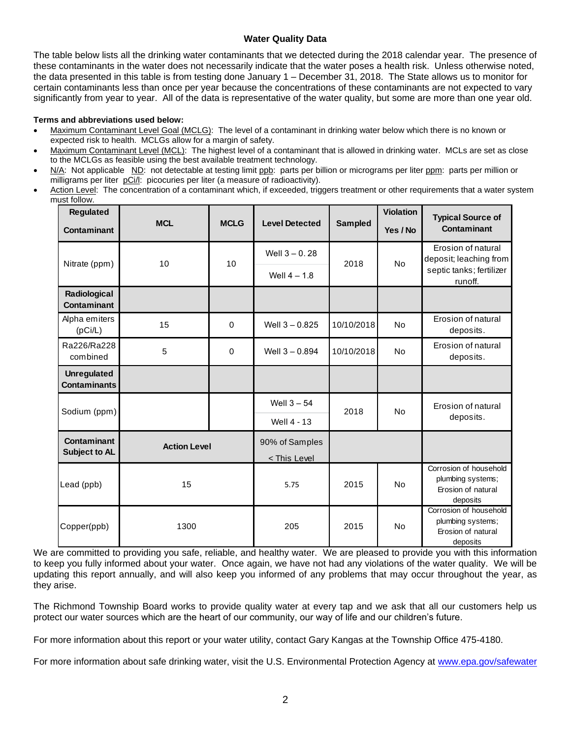**Water Quality Data**

The table below lists all the drinking water contaminants that we detected during the 2018 calendar year. The presence of these contaminants in the water does not necessarily indicate that the water poses a health risk. Unless otherwise noted, the data presented in this table is from testing done January 1 – December 31, 2018. The State allows us to monitor for certain contaminants less than once per year because the concentrations of these contaminants are not expected to vary significantly from year to year. All of the data is representative of the water quality, but some are more than one year old.

**Terms and abbreviations used below:**

- Maximum Contaminant Level Goal (MCLG): The level of a contaminant in drinking water below which there is no known or expected risk to health. MCLGs allow for a margin of safety.
- Maximum Contaminant Level (MCL): The highest level of a contaminant that is allowed in drinking water. MCLs are set as close to the MCLGs as feasible using the best available treatment technology.
- N/A: Not applicable ND: not detectable at testing limit ppb: parts per billion or micrograms per liter ppm: parts per million or milligrams per liter pCi/l: picocuries per liter (a measure of radioactivity).
- Action Level: The concentration of a contaminant which, if exceeded, triggers treatment or other requirements that a water system must follow.

| Regulated Contaminant | MCL | MCLG | Level Detected | Sampled | Violation Yes / No | Typical Source of Contaminant |
|---|---|---|---|---|---|---|
| Nitrate (ppm) | 10 | 10 | Well 3 – 0. 28<br>Well 4 – 1.8 | 2018 | No | Erosion of natural deposit; leaching from septic tanks; fertilizer runoff. |
| **Radiological Contaminant** | | | | | | |
| Alpha emiters (pCi/L) | 15 | 0 | Well 3 – 0.825 | 10/10/2018 | No | Erosion of natural deposits. |
| Ra226/Ra228 combined | 5 | 0 | Well 3 – 0.894 | 10/10/2018 | No | Erosion of natural deposits. |
| **Unregulated Contaminants** | | | | | | |
| Sodium (ppm) | | | Well 3 – 54<br>Well 4 - 13 | 2018 | No | Erosion of natural deposits. |
| **Contaminant Subject to AL** | **Action Level** | | 90% of Samples < This Level | | | |
| Lead (ppb) | 15 | | 5.75 | 2015 | No | Corrosion of household plumbing systems; Erosion of natural deposits |
| Copper(ppb) | 1300 | | 205 | 2015 | No | Corrosion of household plumbing systems; Erosion of natural deposits |

We are committed to providing you safe, reliable, and healthy water. We are pleased to provide you with this information to keep you fully informed about your water. Once again, we have not had any violations of the water quality. We will be updating this report annually, and will also keep you informed of any problems that may occur throughout the year, as they arise.

The Richmond Township Board works to provide quality water at every tap and we ask that all our customers help us protect our water sources which are the heart of our community, our way of life and our children's future.

For more information about this report or your water utility, contact Gary Kangas at the Township Office 475-4180.

For more information about safe drinking water, visit the U.S. Environmental Protection Agency at www.epa.gov/safewater